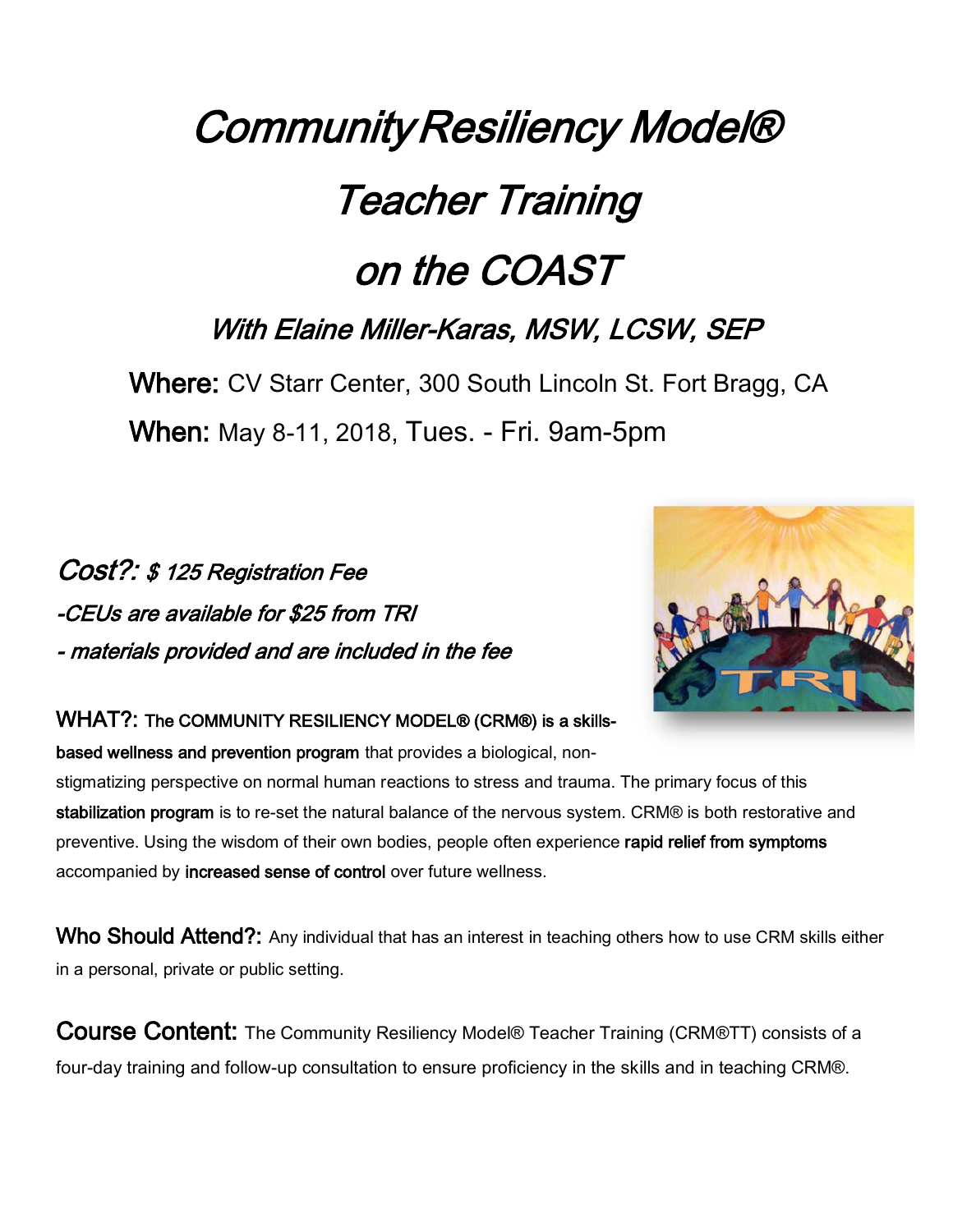# *Community Resiliency Model®*

# *Teacher Training*

# *on the COAST*

## *With Elaine Miller-Karas, MSW, LCSW, SEP*

**Where:** CV Starr Center, 300 South Lincoln St. Fort Bragg, CA

**When:** May 8-11, 2018, Tues. - Fri. 9am-5pm

***Cost?:*** ***$ 125 Registration Fee***

***-CEUs are available for $25 from TRI***

***- materials provided and are included in the fee***

**WHAT?:** **The COMMUNITY RESILIENCY MODEL® (CRM®) is a skills-based wellness and prevention program** that provides a biological, non-stigmatizing perspective on normal human reactions to stress and trauma. The primary focus of this **stabilization program** is to re-set the natural balance of the nervous system. CRM® is both restorative and preventive. Using the wisdom of their own bodies, people often experience **rapid relief from symptoms** accompanied by **increased sense of control** over future wellness.

**Who Should Attend?:** Any individual that has an interest in teaching others how to use CRM skills either in a personal, private or public setting.

**Course Content:** The Community Resiliency Model® Teacher Training (CRM®TT) consists of a four-day training and follow-up consultation to ensure proficiency in the skills and in teaching CRM®.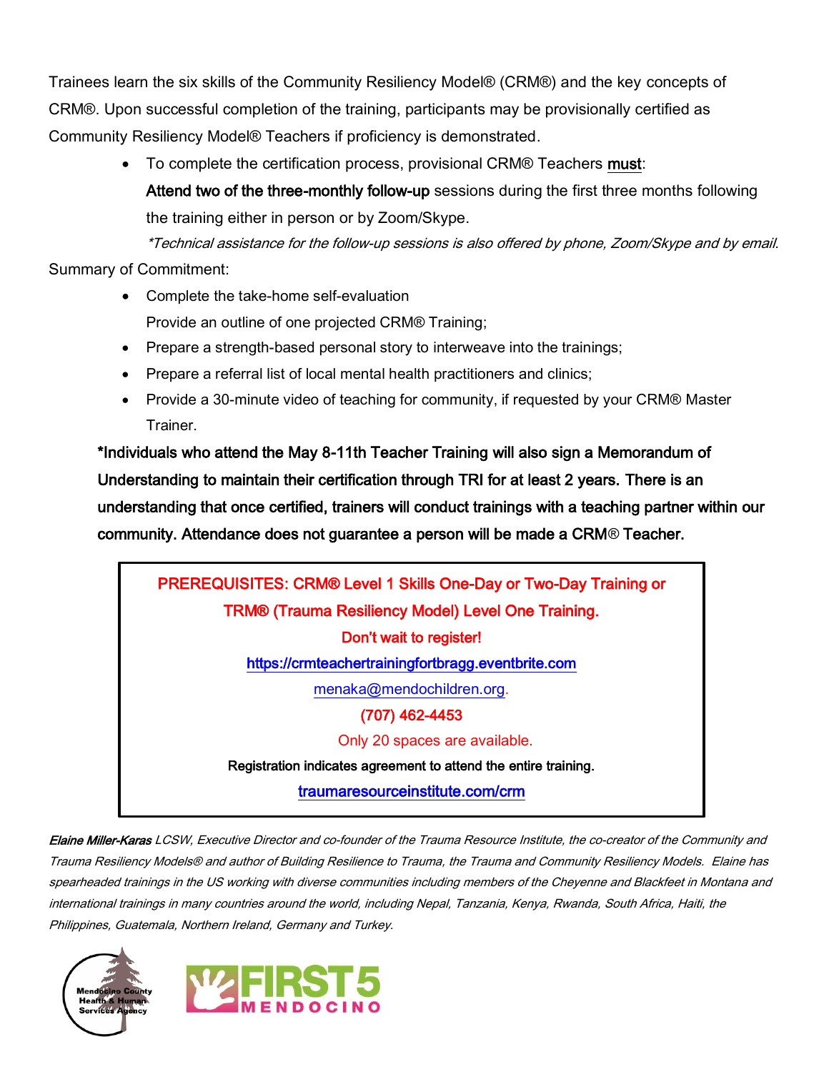Trainees learn the six skills of the Community Resiliency Model® (CRM®) and the key concepts of CRM®. Upon successful completion of the training, participants may be provisionally certified as Community Resiliency Model® Teachers if proficiency is demonstrated.

- To complete the certification process, provisional CRM® Teachers **must**:
  **Attend two of the three-monthly follow-up** sessions during the first three months following the training either in person or by Zoom/Skype.
  *\*Technical assistance for the follow-up sessions is also offered by phone, Zoom/Skype and by email.*

Summary of Commitment:

- Complete the take-home self-evaluation
  Provide an outline of one projected CRM® Training;
- Prepare a strength-based personal story to interweave into the trainings;
- Prepare a referral list of local mental health practitioners and clinics;
- Provide a 30-minute video of teaching for community, if requested by your CRM® Master Trainer.

**\*Individuals who attend the May 8-11th Teacher Training will also sign a Memorandum of Understanding to maintain their certification through TRI for at least 2 years. There is an understanding that once certified, trainers will conduct trainings with a teaching partner within our community. Attendance does not guarantee a person will be made a CRM® Teacher.**

PREREQUISITES: CRM® Level 1 Skills One-Day or Two-Day Training or TRM® (Trauma Resiliency Model) Level One Training.

**Don't wait to register!**

https://crmteachertrainingfortbragg.eventbrite.com

menaka@mendochildren.org.

**(707) 462-4453**

Only 20 spaces are available.

**Registration indicates agreement to attend the entire training.**

traumaresourceinstitute.com/crm

***Elaine Miller-Karas*** *LCSW, Executive Director and co-founder of the Trauma Resource Institute, the co-creator of the Community and Trauma Resiliency Models® and author of Building Resilience to Trauma, the Trauma and Community Resiliency Models. Elaine has spearheaded trainings in the US working with diverse communities including members of the Cheyenne and Blackfeet in Montana and international trainings in many countries around the world, including Nepal, Tanzania, Kenya, Rwanda, South Africa, Haiti, the Philippines, Guatemala, Northern Ireland, Germany and Turkey.*

Mendocino County Health & Human Services Agency

FIRST 5 MENDOCINO